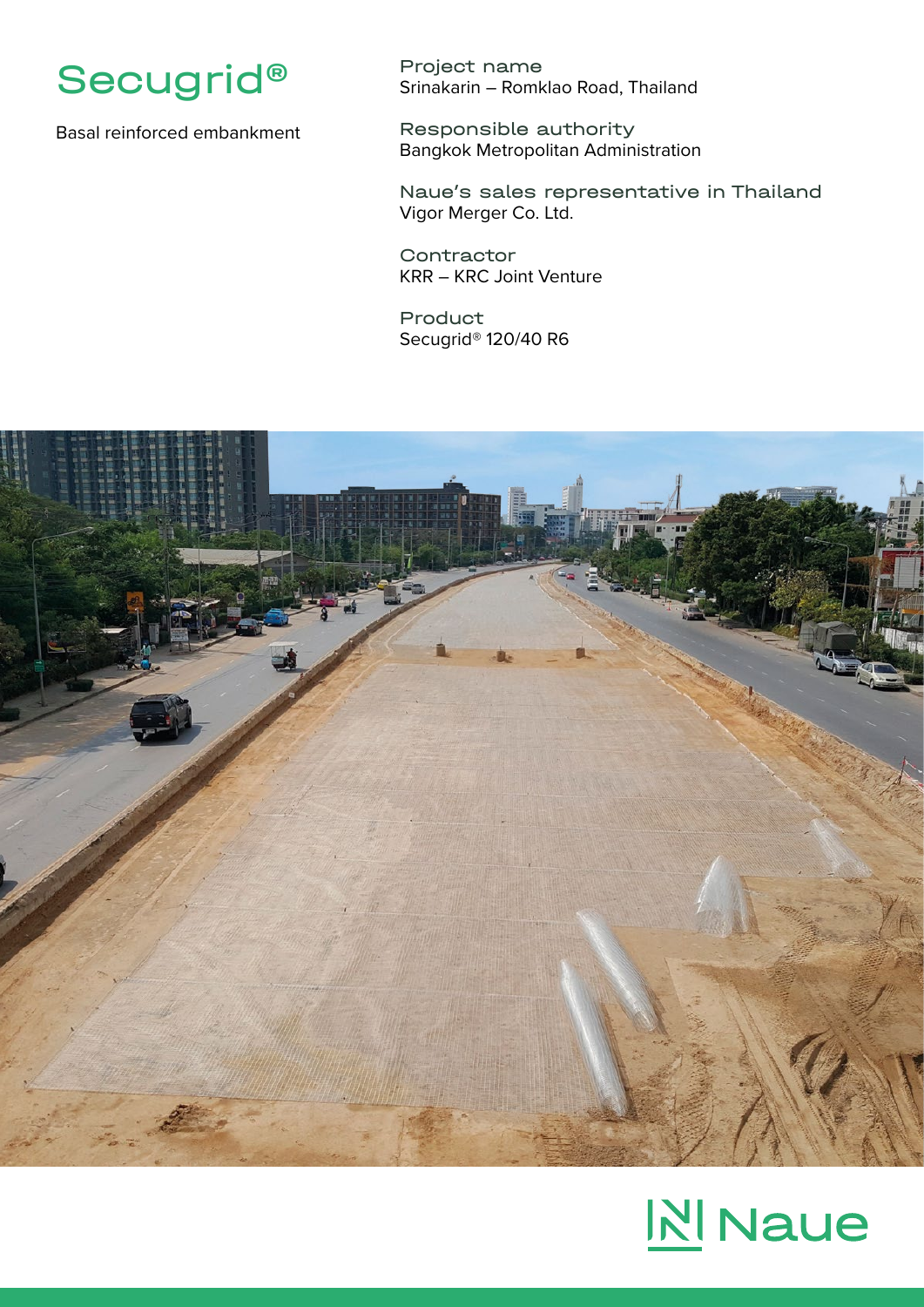# Secugrid®

Basal reinforced embankment

**Project name**
Srinakarin – Romklao Road, Thailand

**Responsible authority**
Bangkok Metropolitan Administration

**Naue's sales representative in Thailand**
Vigor Merger Co. Ltd.

**Contractor**
KRR – KRC Joint Venture

**Product**
Secugrid® 120/40 R6

Naue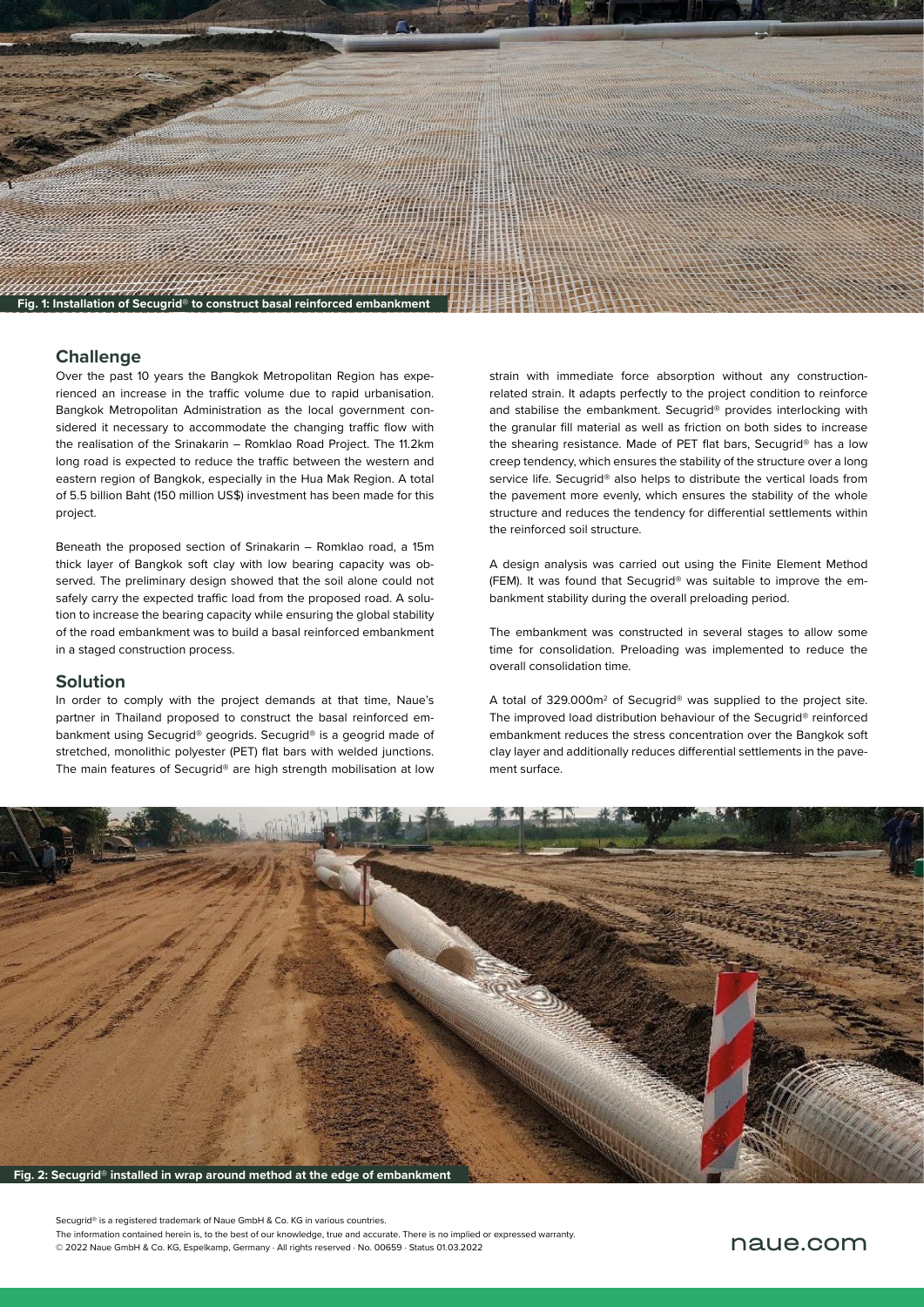Fig. 1: Installation of Secugrid® to construct basal reinforced embankment

## Challenge

Over the past 10 years the Bangkok Metropolitan Region has experienced an increase in the traffic volume due to rapid urbanisation. Bangkok Metropolitan Administration as the local government considered it necessary to accommodate the changing traffic flow with the realisation of the Srinakarin – Romklao Road Project. The 11.2km long road is expected to reduce the traffic between the western and eastern region of Bangkok, especially in the Hua Mak Region. A total of 5.5 billion Baht (150 million US$) investment has been made for this project.

Beneath the proposed section of Srinakarin – Romklao road, a 15m thick layer of Bangkok soft clay with low bearing capacity was observed. The preliminary design showed that the soil alone could not safely carry the expected traffic load from the proposed road. A solution to increase the bearing capacity while ensuring the global stability of the road embankment was to build a basal reinforced embankment in a staged construction process.

## Solution

In order to comply with the project demands at that time, Naue's partner in Thailand proposed to construct the basal reinforced embankment using Secugrid® geogrids. Secugrid® is a geogrid made of stretched, monolithic polyester (PET) flat bars with welded junctions. The main features of Secugrid® are high strength mobilisation at low strain with immediate force absorption without any construction-related strain. It adapts perfectly to the project condition to reinforce and stabilise the embankment. Secugrid® provides interlocking with the granular fill material as well as friction on both sides to increase the shearing resistance. Made of PET flat bars, Secugrid® has a low creep tendency, which ensures the stability of the structure over a long service life. Secugrid® also helps to distribute the vertical loads from the pavement more evenly, which ensures the stability of the whole structure and reduces the tendency for differential settlements within the reinforced soil structure.

A design analysis was carried out using the Finite Element Method (FEM). It was found that Secugrid® was suitable to improve the embankment stability during the overall preloading period.

The embankment was constructed in several stages to allow some time for consolidation. Preloading was implemented to reduce the overall consolidation time.

A total of 329.000m² of Secugrid® was supplied to the project site. The improved load distribution behaviour of the Secugrid® reinforced embankment reduces the stress concentration over the Bangkok soft clay layer and additionally reduces differential settlements in the pavement surface.

Fig. 2: Secugrid® installed in wrap around method at the edge of embankment

Secugrid® is a registered trademark of Naue GmbH & Co. KG in various countries.
The information contained herein is, to the best of our knowledge, true and accurate. There is no implied or expressed warranty.
© 2022 Naue GmbH & Co. KG, Espelkamp, Germany · All rights reserved · No. 00659 · Status 01.03.2022

naue.com